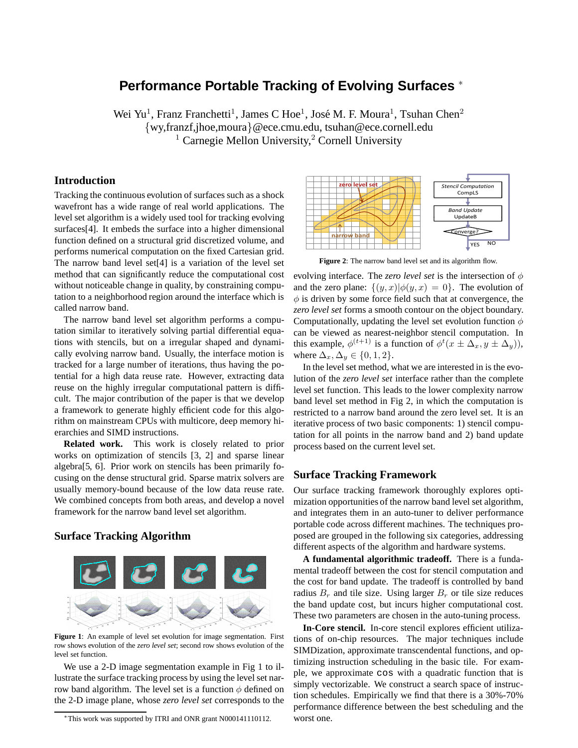# Performance Portable Tracking of Evolving Surfaces *

Wei Yu[1], Franz Franchetti[1], James C Hoe[1], José M. F. Moura[1], Tsuhan Chen[2]
{wy,franzf,jhoe,moura}@ece.cmu.edu, tsuhan@ece.cornell.edu
[1] Carnegie Mellon University,[2] Cornell University

## Introduction

Tracking the continuous evolution of surfaces such as a shock wavefront has a wide range of real world applications. The level set algorithm is a widely used tool for tracking evolving surfaces[4]. It embeds the surface into a higher dimensional function defined on a structural grid discretized volume, and performs numerical computation on the fixed Cartesian grid. The narrow band level set[4] is a variation of the level set method that can significantly reduce the computational cost without noticeable change in quality, by constraining computation to a neighborhood region around the interface which is called narrow band.

The narrow band level set algorithm performs a computation similar to iteratively solving partial differential equations with stencils, but on a irregular shaped and dynamically evolving narrow band. Usually, the interface motion is tracked for a large number of iterations, thus having the potential for a high data reuse rate. However, extracting data reuse on the highly irregular computational pattern is difficult. The major contribution of the paper is that we develop a framework to generate highly efficient code for this algorithm on mainstream CPUs with multicore, deep memory hierarchies and SIMD instructions.

**Related work.** This work is closely related to prior works on optimization of stencils [3, 2] and sparse linear algebra[5, 6]. Prior work on stencils has been primarily focusing on the dense structural grid. Sparse matrix solvers are usually memory-bound because of the low data reuse rate. We combined concepts from both areas, and develop a novel framework for the narrow band level set algorithm.

## Surface Tracking Algorithm

**Figure 1**: An example of level set evolution for image segmentation. First row shows evolution of the *zero level set*; second row shows evolution of the level set function.

We use a 2-D image segmentation example in Fig 1 to illustrate the surface tracking process by using the level set narrow band algorithm. The level set is a function $\phi$ defined on the 2-D image plane, whose *zero level set* corresponds to the evolving interface. The *zero level set* is the intersection of $\phi$ and the zero plane: $\{(y, x)|\phi(y, x) = 0\}$. The evolution of $\phi$ is driven by some force field such that at convergence, the *zero level set* forms a smooth contour on the object boundary. Computationally, updating the level set evolution function $\phi$ can be viewed as nearest-neighbor stencil computation. In this example, $\phi^{(t+1)}$ is a function of $\phi^t(x \pm \Delta_x, y \pm \Delta_y))$, where $\Delta_x, \Delta_y \in \{0, 1, 2\}$.

**Figure 2**: The narrow band level set and its algorithm flow.

In the level set method, what we are interested in is the evolution of the *zero level set* interface rather than the complete level set function. This leads to the lower complexity narrow band level set method in Fig 2, in which the computation is restricted to a narrow band around the zero level set. It is an iterative process of two basic components: 1) stencil computation for all points in the narrow band and 2) band update process based on the current level set.

## Surface Tracking Framework

Our surface tracking framework thoroughly explores optimization opportunities of the narrow band level set algorithm, and integrates them in an auto-tuner to deliver performance portable code across different machines. The techniques proposed are grouped in the following six categories, addressing different aspects of the algorithm and hardware systems.

**A fundamental algorithmic tradeoff.** There is a fundamental tradeoff between the cost for stencil computation and the cost for band update. The tradeoff is controlled by band radius $B_r$ and tile size. Using larger $B_r$ or tile size reduces the band update cost, but incurs higher computational cost. These two parameters are chosen in the auto-tuning process.

**In-Core stencil.** In-core stencil explores efficient utilizations of on-chip resources. The major techniques include SIMDization, approximate transcendental functions, and optimizing instruction scheduling in the basic tile. For example, we approximate `cos` with a quadratic function that is simply vectorizable. We construct a search space of instruction schedules. Empirically we find that there is a 30%-70% performance difference between the best scheduling and the worst one.

*This work was supported by ITRI and ONR grant N000141110112.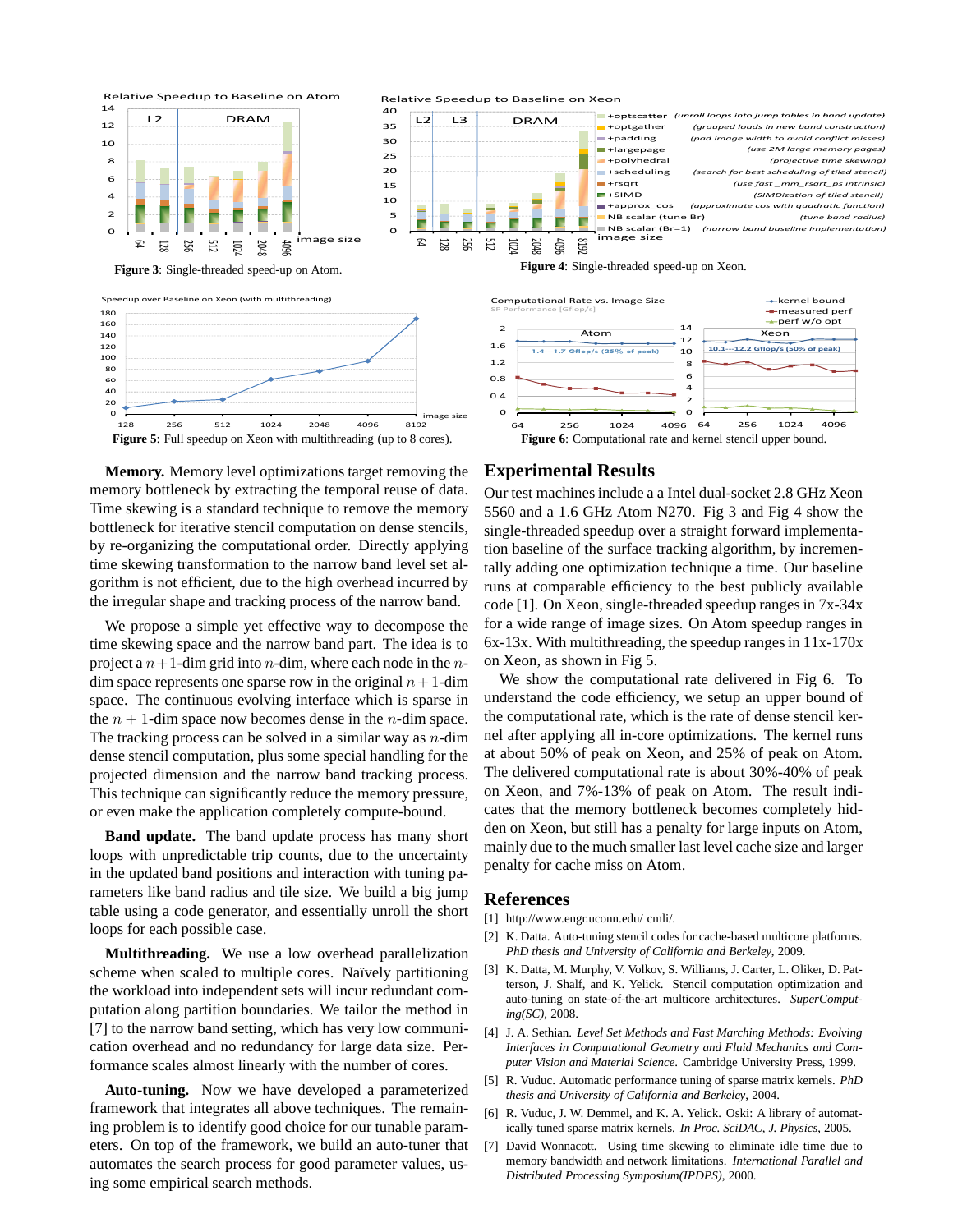Relative Speedup to Baseline on Atom

14
12
10
8
6
4
2
0

L2 DRAM

64 128 256 512 1024 2048 4096 image size

**Figure 3**: Single-threaded speed-up on Atom.

Relative Speedup to Baseline on Xeon

40
35
30
25
20
15
10
5
0

L2 L3 DRAM

64 128 256 512 1024 2048 4096 8192 image size

+optscatter (unroll loops into jump tables in band update)
+optgather (grouped loads in new band construction)
+padding (pad image width to avoid conflict misses)
+largepage (use 2M large memory pages)
+polyhedral (projective time skewing)
+scheduling (search for best scheduling of tiled stencil)
+rsqrt (use fast _mm_rsqrt_ps intrinsic)
+SIMD (SIMDization of tiled stencil)
+approx_cos (approximate cos with quadratic function)
NB scalar (tune Br) (tune band radius)
NB scalar (Br=1) (narrow band baseline implementation)

**Figure 4**: Single-threaded speed-up on Xeon.

Speedup over Baseline on Xeon (with multithreading)

180
160
140
120
100
80
60
40
20
0

128 256 512 1024 2048 4096 8192 image size

**Figure 5**: Full speedup on Xeon with multithreading (up to 8 cores).

Computational Rate vs. Image Size
SP Performance (Gflop/s)

kernel bound
measured perf
perf w/o opt

Atom
1.4---1.7 Gflop/s (25% of peak)
2
1.6
1.2
0.8
0.4
0
64 256 1024 4096

Xeon
10.1---12.2 Gflop/s (50% of peak)
14
12
10
8
6
4
2
0
64 256 1024 4096

**Figure 6**: Computational rate and kernel stencil upper bound.

**Memory.** Memory level optimizations target removing the memory bottleneck by extracting the temporal reuse of data. Time skewing is a standard technique to remove the memory bottleneck for iterative stencil computation on dense stencils, by re-organizing the computational order. Directly applying time skewing transformation to the narrow band level set algorithm is not efficient, due to the high overhead incurred by the irregular shape and tracking process of the narrow band.

We propose a simple yet effective way to decompose the time skewing space and the narrow band part. The idea is to project a $n+1$-dim grid into $n$-dim, where each node in the $n$-dim space represents one sparse row in the original $n+1$-dim space. The continuous evolving interface which is sparse in the $n+1$-dim space now becomes dense in the $n$-dim space. The tracking process can be solved in a similar way as $n$-dim dense stencil computation, plus some special handling for the projected dimension and the narrow band tracking process. This technique can significantly reduce the memory pressure, or even make the application completely compute-bound.

**Band update.** The band update process has many short loops with unpredictable trip counts, due to the uncertainty in the updated band positions and interaction with tuning parameters like band radius and tile size. We build a big jump table using a code generator, and essentially unroll the short loops for each possible case.

**Multithreading.** We use a low overhead parallelization scheme when scaled to multiple cores. Naïvely partitioning the workload into independent sets will incur redundant computation along partition boundaries. We tailor the method in [7] to the narrow band setting, which has very low communication overhead and no redundancy for large data size. Performance scales almost linearly with the number of cores.

**Auto-tuning.** Now we have developed a parameterized framework that integrates all above techniques. The remaining problem is to identify good choice for our tunable parameters. On top of the framework, we build an auto-tuner that automates the search process for good parameter values, using some empirical search methods.

## Experimental Results

Our test machines include a a Intel dual-socket 2.8 GHz Xeon 5560 and a 1.6 GHz Atom N270. Fig 3 and Fig 4 show the single-threaded speedup over a straight forward implementation baseline of the surface tracking algorithm, by incrementally adding one optimization technique a time. Our baseline runs at comparable efficiency to the best publicly available code [1]. On Xeon, single-threaded speedup ranges in 7x-34x for a wide range of image sizes. On Atom speedup ranges in 6x-13x. With multithreading, the speedup ranges in 11x-170x on Xeon, as shown in Fig 5.

We show the computational rate delivered in Fig 6. To understand the code efficiency, we setup an upper bound of the computational rate, which is the rate of dense stencil kernel after applying all in-core optimizations. The kernel runs at about 50% of peak on Xeon, and 25% of peak on Atom. The delivered computational rate is about 30%-40% of peak on Xeon, and 7%-13% of peak on Atom. The result indicates that the memory bottleneck becomes completely hidden on Xeon, but still has a penalty for large inputs on Atom, mainly due to the much smaller last level cache size and larger penalty for cache miss on Atom.

## References

[1] http://www.engr.uconn.edu/ cmli/.

[2] K. Datta. Auto-tuning stencil codes for cache-based multicore platforms. *PhD thesis and University of California and Berkeley*, 2009.

[3] K. Datta, M. Murphy, V. Volkov, S. Williams, J. Carter, L. Oliker, D. Patterson, J. Shalf, and K. Yelick. Stencil computation optimization and auto-tuning on state-of-the-art multicore architectures. *SuperComputing(SC)*, 2008.

[4] J. A. Sethian. *Level Set Methods and Fast Marching Methods: Evolving Interfaces in Computational Geometry and Fluid Mechanics and Computer Vision and Material Science.* Cambridge University Press, 1999.

[5] R. Vuduc. Automatic performance tuning of sparse matrix kernels. *PhD thesis and University of California and Berkeley*, 2004.

[6] R. Vuduc, J. W. Demmel, and K. A. Yelick. Oski: A library of automatically tuned sparse matrix kernels. *In Proc. SciDAC, J. Physics*, 2005.

[7] David Wonnacott. Using time skewing to eliminate idle time due to memory bandwidth and network limitations. *International Parallel and Distributed Processing Symposium(IPDPS)*, 2000.